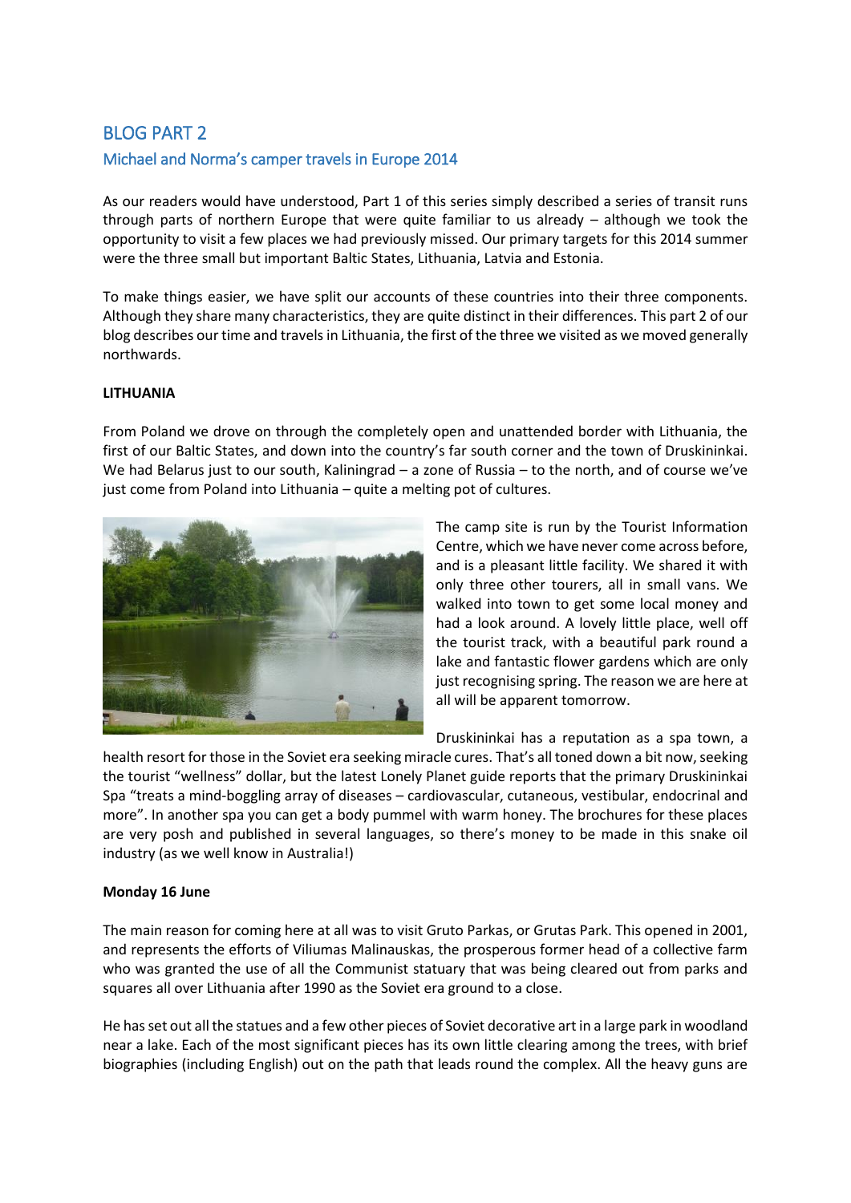# BLOG PART 2

## Michael and Norma's camper travels in Europe 2014

As our readers would have understood, Part 1 of this series simply described a series of transit runs through parts of northern Europe that were quite familiar to us already – although we took the opportunity to visit a few places we had previously missed. Our primary targets for this 2014 summer were the three small but important Baltic States, Lithuania, Latvia and Estonia.

To make things easier, we have split our accounts of these countries into their three components. Although they share many characteristics, they are quite distinct in their differences. This part 2 of our blog describes our time and travels in Lithuania, the first of the three we visited as we moved generally northwards.

**LITHUANIA**

From Poland we drove on through the completely open and unattended border with Lithuania, the first of our Baltic States, and down into the country's far south corner and the town of Druskininkai. We had Belarus just to our south, Kaliningrad – a zone of Russia – to the north, and of course we've just come from Poland into Lithuania – quite a melting pot of cultures.

The camp site is run by the Tourist Information Centre, which we have never come across before, and is a pleasant little facility. We shared it with only three other tourers, all in small vans. We walked into town to get some local money and had a look around. A lovely little place, well off the tourist track, with a beautiful park round a lake and fantastic flower gardens which are only just recognising spring. The reason we are here at all will be apparent tomorrow.

Druskininkai has a reputation as a spa town, a health resort for those in the Soviet era seeking miracle cures. That's all toned down a bit now, seeking the tourist "wellness" dollar, but the latest Lonely Planet guide reports that the primary Druskininkai Spa "treats a mind-boggling array of diseases – cardiovascular, cutaneous, vestibular, endocrinal and more". In another spa you can get a body pummel with warm honey. The brochures for these places are very posh and published in several languages, so there's money to be made in this snake oil industry (as we well know in Australia!)

**Monday 16 June**

The main reason for coming here at all was to visit Gruto Parkas, or Grutas Park. This opened in 2001, and represents the efforts of Viliumas Malinauskas, the prosperous former head of a collective farm who was granted the use of all the Communist statuary that was being cleared out from parks and squares all over Lithuania after 1990 as the Soviet era ground to a close.

He has set out all the statues and a few other pieces of Soviet decorative art in a large park in woodland near a lake. Each of the most significant pieces has its own little clearing among the trees, with brief biographies (including English) out on the path that leads round the complex. All the heavy guns are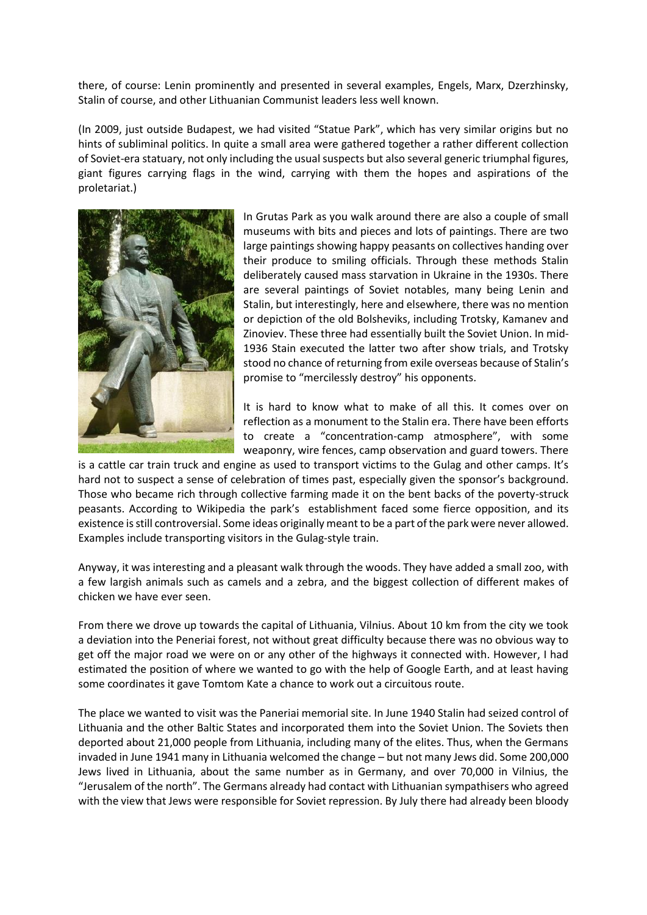there, of course: Lenin prominently and presented in several examples, Engels, Marx, Dzerzhinsky, Stalin of course, and other Lithuanian Communist leaders less well known.

(In 2009, just outside Budapest, we had visited "Statue Park", which has very similar origins but no hints of subliminal politics. In quite a small area were gathered together a rather different collection of Soviet-era statuary, not only including the usual suspects but also several generic triumphal figures, giant figures carrying flags in the wind, carrying with them the hopes and aspirations of the proletariat.)

In Grutas Park as you walk around there are also a couple of small museums with bits and pieces and lots of paintings. There are two large paintings showing happy peasants on collectives handing over their produce to smiling officials. Through these methods Stalin deliberately caused mass starvation in Ukraine in the 1930s. There are several paintings of Soviet notables, many being Lenin and Stalin, but interestingly, here and elsewhere, there was no mention or depiction of the old Bolsheviks, including Trotsky, Kamanev and Zinoviev. These three had essentially built the Soviet Union. In mid-1936 Stain executed the latter two after show trials, and Trotsky stood no chance of returning from exile overseas because of Stalin's promise to "mercilessly destroy" his opponents.

It is hard to know what to make of all this. It comes over on reflection as a monument to the Stalin era. There have been efforts to create a "concentration-camp atmosphere", with some weaponry, wire fences, camp observation and guard towers. There is a cattle car train truck and engine as used to transport victims to the Gulag and other camps. It's hard not to suspect a sense of celebration of times past, especially given the sponsor's background. Those who became rich through collective farming made it on the bent backs of the poverty-struck peasants. According to Wikipedia the park's establishment faced some fierce opposition, and its existence is still controversial. Some ideas originally meant to be a part of the park were never allowed. Examples include transporting visitors in the Gulag-style train.

Anyway, it was interesting and a pleasant walk through the woods. They have added a small zoo, with a few largish animals such as camels and a zebra, and the biggest collection of different makes of chicken we have ever seen.

From there we drove up towards the capital of Lithuania, Vilnius. About 10 km from the city we took a deviation into the Peneriai forest, not without great difficulty because there was no obvious way to get off the major road we were on or any other of the highways it connected with. However, I had estimated the position of where we wanted to go with the help of Google Earth, and at least having some coordinates it gave Tomtom Kate a chance to work out a circuitous route.

The place we wanted to visit was the Paneriai memorial site. In June 1940 Stalin had seized control of Lithuania and the other Baltic States and incorporated them into the Soviet Union. The Soviets then deported about 21,000 people from Lithuania, including many of the elites. Thus, when the Germans invaded in June 1941 many in Lithuania welcomed the change – but not many Jews did. Some 200,000 Jews lived in Lithuania, about the same number as in Germany, and over 70,000 in Vilnius, the "Jerusalem of the north". The Germans already had contact with Lithuanian sympathisers who agreed with the view that Jews were responsible for Soviet repression. By July there had already been bloody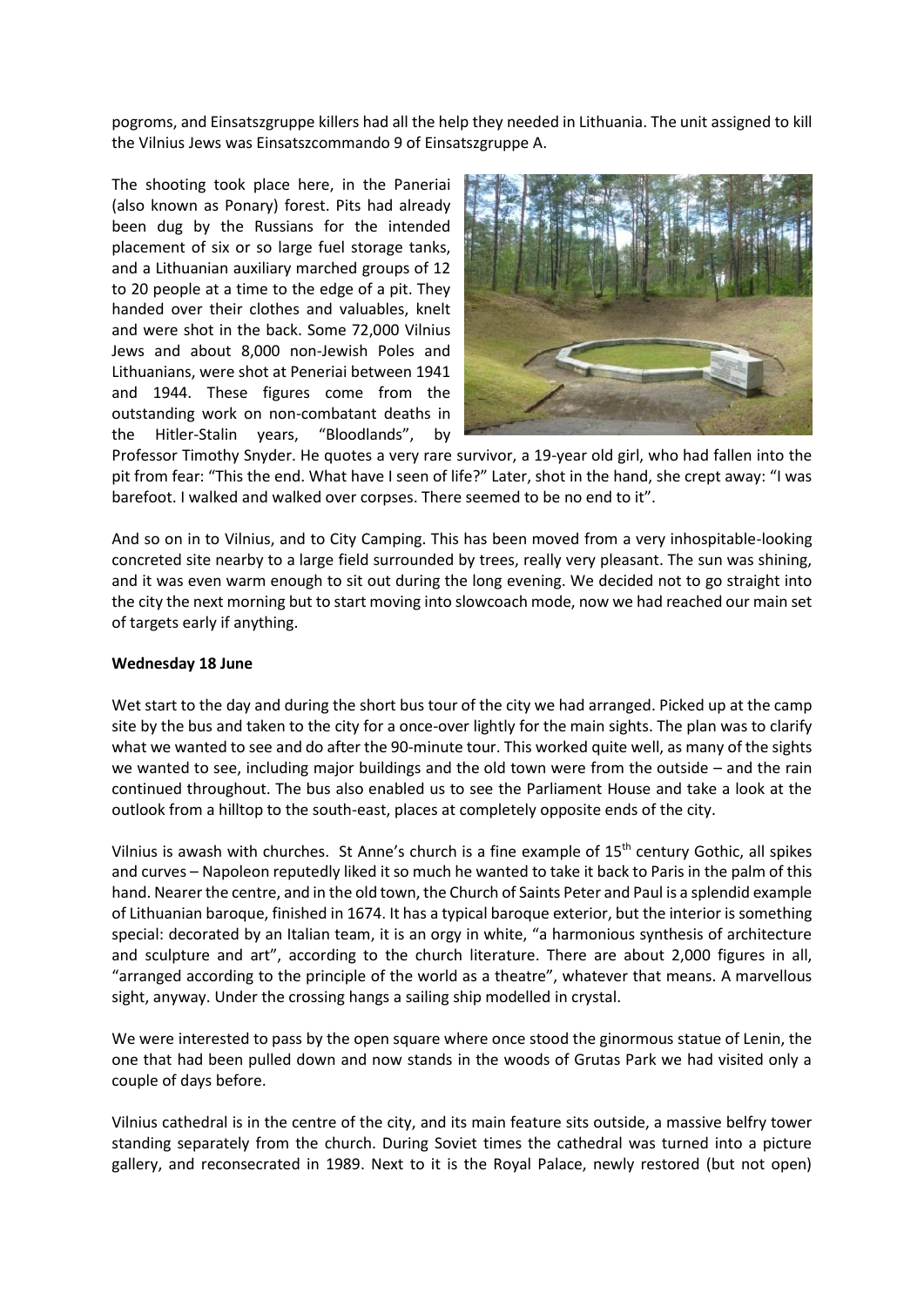pogroms, and Einsatszgruppe killers had all the help they needed in Lithuania. The unit assigned to kill the Vilnius Jews was Einsatszcommando 9 of Einsatszgruppe A.

The shooting took place here, in the Paneriai (also known as Ponary) forest. Pits had already been dug by the Russians for the intended placement of six or so large fuel storage tanks, and a Lithuanian auxiliary marched groups of 12 to 20 people at a time to the edge of a pit. They handed over their clothes and valuables, knelt and were shot in the back. Some 72,000 Vilnius Jews and about 8,000 non-Jewish Poles and Lithuanians, were shot at Peneriai between 1941 and 1944. These figures come from the outstanding work on non-combatant deaths in the Hitler-Stalin years, "Bloodlands", by Professor Timothy Snyder. He quotes a very rare survivor, a 19-year old girl, who had fallen into the pit from fear: "This the end. What have I seen of life?" Later, shot in the hand, she crept away: "I was barefoot. I walked and walked over corpses. There seemed to be no end to it".

And so on in to Vilnius, and to City Camping. This has been moved from a very inhospitable-looking concreted site nearby to a large field surrounded by trees, really very pleasant. The sun was shining, and it was even warm enough to sit out during the long evening. We decided not to go straight into the city the next morning but to start moving into slowcoach mode, now we had reached our main set of targets early if anything.

**Wednesday 18 June**

Wet start to the day and during the short bus tour of the city we had arranged. Picked up at the camp site by the bus and taken to the city for a once-over lightly for the main sights. The plan was to clarify what we wanted to see and do after the 90-minute tour. This worked quite well, as many of the sights we wanted to see, including major buildings and the old town were from the outside – and the rain continued throughout. The bus also enabled us to see the Parliament House and take a look at the outlook from a hilltop to the south-east, places at completely opposite ends of the city.

Vilnius is awash with churches. St Anne's church is a fine example of 15th century Gothic, all spikes and curves – Napoleon reputedly liked it so much he wanted to take it back to Paris in the palm of this hand. Nearer the centre, and in the old town, the Church of Saints Peter and Paul is a splendid example of Lithuanian baroque, finished in 1674. It has a typical baroque exterior, but the interior is something special: decorated by an Italian team, it is an orgy in white, "a harmonious synthesis of architecture and sculpture and art", according to the church literature. There are about 2,000 figures in all, "arranged according to the principle of the world as a theatre", whatever that means. A marvellous sight, anyway. Under the crossing hangs a sailing ship modelled in crystal.

We were interested to pass by the open square where once stood the ginormous statue of Lenin, the one that had been pulled down and now stands in the woods of Grutas Park we had visited only a couple of days before.

Vilnius cathedral is in the centre of the city, and its main feature sits outside, a massive belfry tower standing separately from the church. During Soviet times the cathedral was turned into a picture gallery, and reconsecrated in 1989. Next to it is the Royal Palace, newly restored (but not open)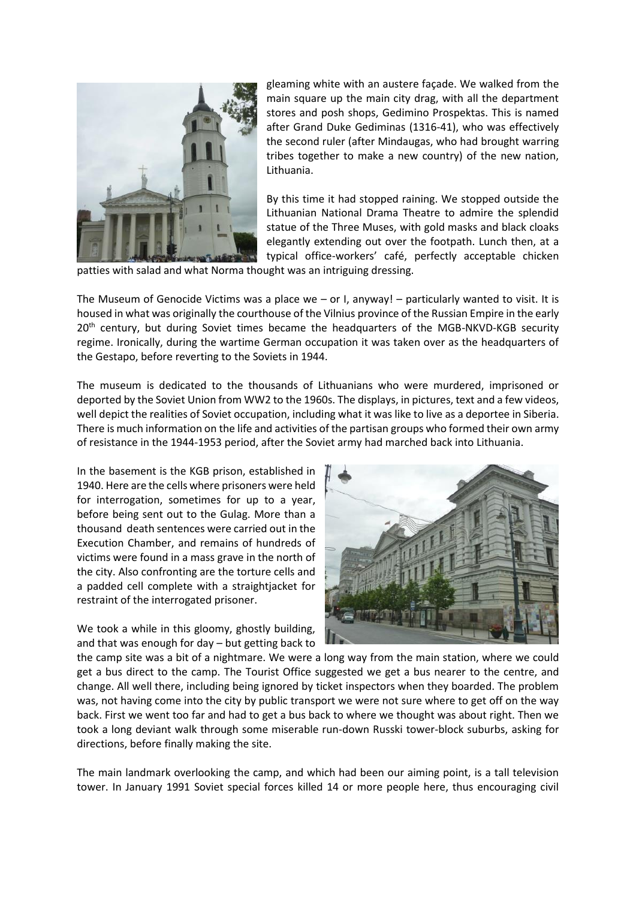gleaming white with an austere façade. We walked from the main square up the main city drag, with all the department stores and posh shops, Gedimino Prospektas. This is named after Grand Duke Gediminas (1316-41), who was effectively the second ruler (after Mindaugas, who had brought warring tribes together to make a new country) of the new nation, Lithuania.

By this time it had stopped raining. We stopped outside the Lithuanian National Drama Theatre to admire the splendid statue of the Three Muses, with gold masks and black cloaks elegantly extending out over the footpath. Lunch then, at a typical office-workers' café, perfectly acceptable chicken patties with salad and what Norma thought was an intriguing dressing.

The Museum of Genocide Victims was a place we – or I, anyway! – particularly wanted to visit. It is housed in what was originally the courthouse of the Vilnius province of the Russian Empire in the early 20th century, but during Soviet times became the headquarters of the MGB-NKVD-KGB security regime. Ironically, during the wartime German occupation it was taken over as the headquarters of the Gestapo, before reverting to the Soviets in 1944.

The museum is dedicated to the thousands of Lithuanians who were murdered, imprisoned or deported by the Soviet Union from WW2 to the 1960s. The displays, in pictures, text and a few videos, well depict the realities of Soviet occupation, including what it was like to live as a deportee in Siberia. There is much information on the life and activities of the partisan groups who formed their own army of resistance in the 1944-1953 period, after the Soviet army had marched back into Lithuania.

In the basement is the KGB prison, established in 1940. Here are the cells where prisoners were held for interrogation, sometimes for up to a year, before being sent out to the Gulag. More than a thousand death sentences were carried out in the Execution Chamber, and remains of hundreds of victims were found in a mass grave in the north of the city. Also confronting are the torture cells and a padded cell complete with a straightjacket for restraint of the interrogated prisoner.

We took a while in this gloomy, ghostly building, and that was enough for day – but getting back to the camp site was a bit of a nightmare. We were a long way from the main station, where we could get a bus direct to the camp. The Tourist Office suggested we get a bus nearer to the centre, and change. All well there, including being ignored by ticket inspectors when they boarded. The problem was, not having come into the city by public transport we were not sure where to get off on the way back. First we went too far and had to get a bus back to where we thought was about right. Then we took a long deviant walk through some miserable run-down Russki tower-block suburbs, asking for directions, before finally making the site.

The main landmark overlooking the camp, and which had been our aiming point, is a tall television tower. In January 1991 Soviet special forces killed 14 or more people here, thus encouraging civil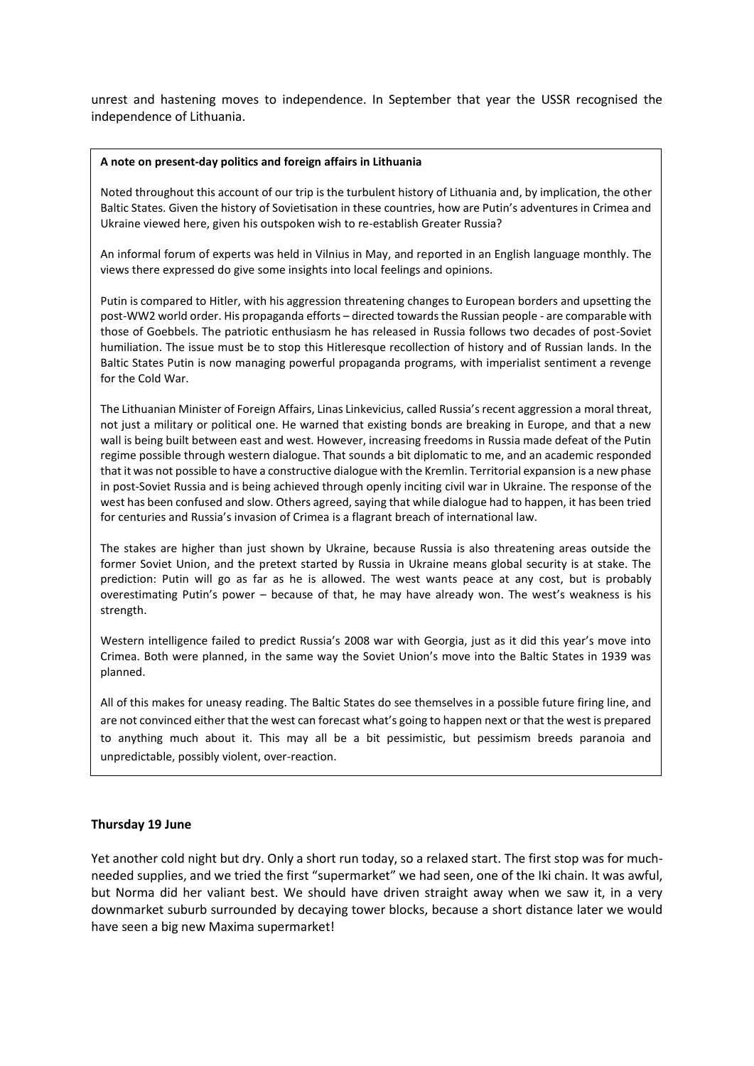unrest and hastening moves to independence. In September that year the USSR recognised the independence of Lithuania.

**A note on present-day politics and foreign affairs in Lithuania**

Noted throughout this account of our trip is the turbulent history of Lithuania and, by implication, the other Baltic States. Given the history of Sovietisation in these countries, how are Putin's adventures in Crimea and Ukraine viewed here, given his outspoken wish to re-establish Greater Russia?

An informal forum of experts was held in Vilnius in May, and reported in an English language monthly. The views there expressed do give some insights into local feelings and opinions.

Putin is compared to Hitler, with his aggression threatening changes to European borders and upsetting the post-WW2 world order. His propaganda efforts – directed towards the Russian people - are comparable with those of Goebbels. The patriotic enthusiasm he has released in Russia follows two decades of post-Soviet humiliation. The issue must be to stop this Hitleresque recollection of history and of Russian lands. In the Baltic States Putin is now managing powerful propaganda programs, with imperialist sentiment a revenge for the Cold War.

The Lithuanian Minister of Foreign Affairs, Linas Linkevicius, called Russia's recent aggression a moral threat, not just a military or political one. He warned that existing bonds are breaking in Europe, and that a new wall is being built between east and west. However, increasing freedoms in Russia made defeat of the Putin regime possible through western dialogue. That sounds a bit diplomatic to me, and an academic responded that it was not possible to have a constructive dialogue with the Kremlin. Territorial expansion is a new phase in post-Soviet Russia and is being achieved through openly inciting civil war in Ukraine. The response of the west has been confused and slow. Others agreed, saying that while dialogue had to happen, it has been tried for centuries and Russia's invasion of Crimea is a flagrant breach of international law.

The stakes are higher than just shown by Ukraine, because Russia is also threatening areas outside the former Soviet Union, and the pretext started by Russia in Ukraine means global security is at stake. The prediction: Putin will go as far as he is allowed. The west wants peace at any cost, but is probably overestimating Putin's power – because of that, he may have already won. The west's weakness is his strength.

Western intelligence failed to predict Russia's 2008 war with Georgia, just as it did this year's move into Crimea. Both were planned, in the same way the Soviet Union's move into the Baltic States in 1939 was planned.

All of this makes for uneasy reading. The Baltic States do see themselves in a possible future firing line, and are not convinced either that the west can forecast what's going to happen next or that the west is prepared to anything much about it. This may all be a bit pessimistic, but pessimism breeds paranoia and unpredictable, possibly violent, over-reaction.

**Thursday 19 June**

Yet another cold night but dry. Only a short run today, so a relaxed start. The first stop was for much-needed supplies, and we tried the first "supermarket" we had seen, one of the Iki chain. It was awful, but Norma did her valiant best. We should have driven straight away when we saw it, in a very downmarket suburb surrounded by decaying tower blocks, because a short distance later we would have seen a big new Maxima supermarket!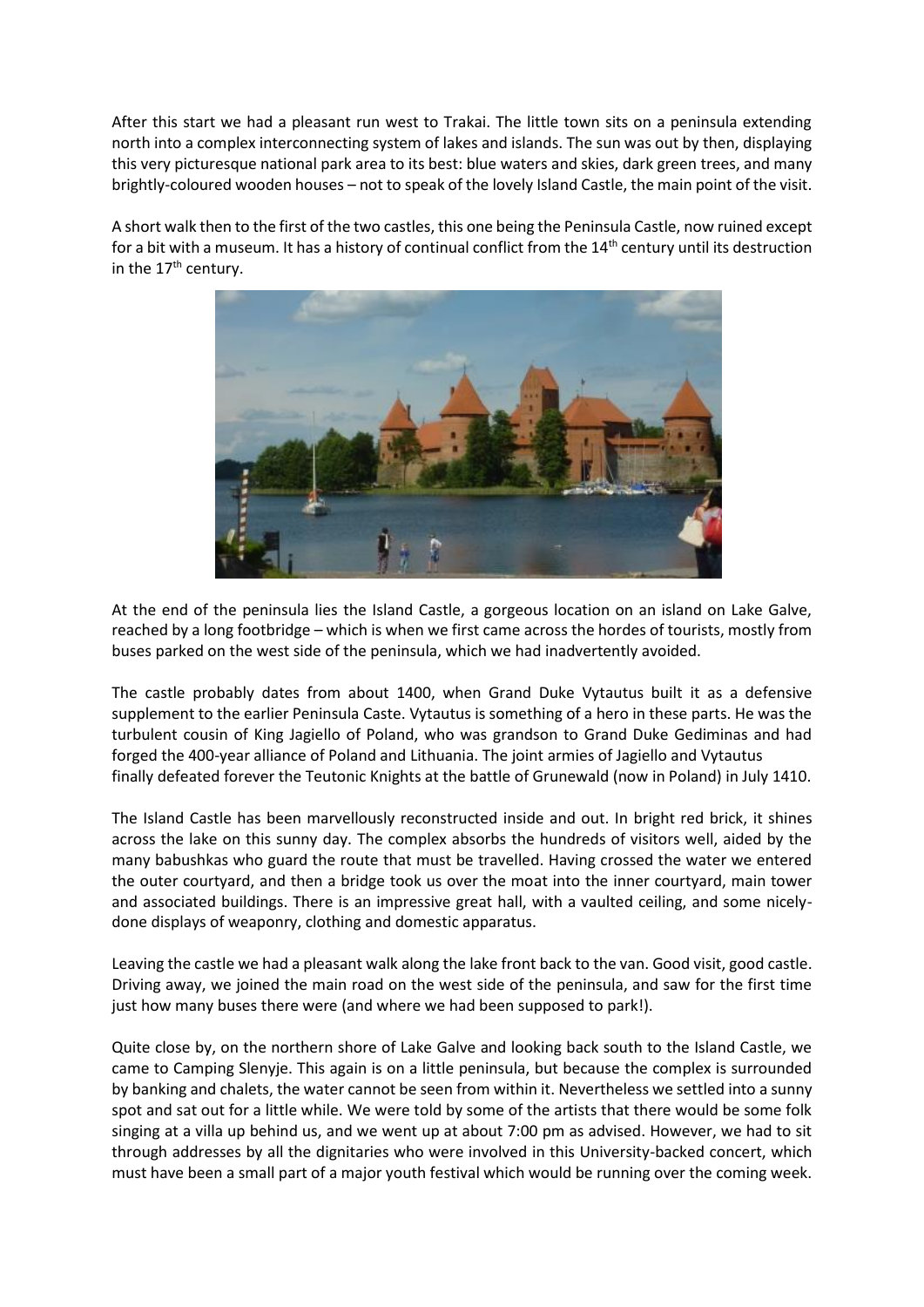After this start we had a pleasant run west to Trakai. The little town sits on a peninsula extending north into a complex interconnecting system of lakes and islands. The sun was out by then, displaying this very picturesque national park area to its best: blue waters and skies, dark green trees, and many brightly-coloured wooden houses – not to speak of the lovely Island Castle, the main point of the visit.

A short walk then to the first of the two castles, this one being the Peninsula Castle, now ruined except for a bit with a museum. It has a history of continual conflict from the 14th century until its destruction in the 17th century.

At the end of the peninsula lies the Island Castle, a gorgeous location on an island on Lake Galve, reached by a long footbridge – which is when we first came across the hordes of tourists, mostly from buses parked on the west side of the peninsula, which we had inadvertently avoided.

The castle probably dates from about 1400, when Grand Duke Vytautus built it as a defensive supplement to the earlier Peninsula Caste. Vytautus is something of a hero in these parts. He was the turbulent cousin of King Jagiello of Poland, who was grandson to Grand Duke Gediminas and had forged the 400-year alliance of Poland and Lithuania. The joint armies of Jagiello and Vytautus finally defeated forever the Teutonic Knights at the battle of Grunewald (now in Poland) in July 1410.

The Island Castle has been marvellously reconstructed inside and out. In bright red brick, it shines across the lake on this sunny day. The complex absorbs the hundreds of visitors well, aided by the many babushkas who guard the route that must be travelled. Having crossed the water we entered the outer courtyard, and then a bridge took us over the moat into the inner courtyard, main tower and associated buildings. There is an impressive great hall, with a vaulted ceiling, and some nicely-done displays of weaponry, clothing and domestic apparatus.

Leaving the castle we had a pleasant walk along the lake front back to the van. Good visit, good castle. Driving away, we joined the main road on the west side of the peninsula, and saw for the first time just how many buses there were (and where we had been supposed to park!).

Quite close by, on the northern shore of Lake Galve and looking back south to the Island Castle, we came to Camping Slenyje. This again is on a little peninsula, but because the complex is surrounded by banking and chalets, the water cannot be seen from within it. Nevertheless we settled into a sunny spot and sat out for a little while. We were told by some of the artists that there would be some folk singing at a villa up behind us, and we went up at about 7:00 pm as advised. However, we had to sit through addresses by all the dignitaries who were involved in this University-backed concert, which must have been a small part of a major youth festival which would be running over the coming week.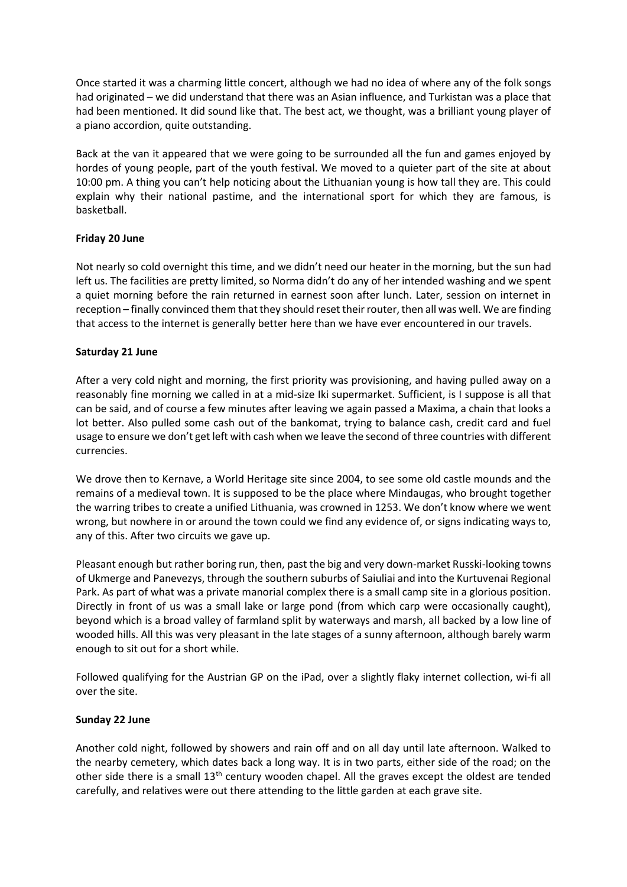Once started it was a charming little concert, although we had no idea of where any of the folk songs had originated – we did understand that there was an Asian influence, and Turkistan was a place that had been mentioned. It did sound like that. The best act, we thought, was a brilliant young player of a piano accordion, quite outstanding.

Back at the van it appeared that we were going to be surrounded all the fun and games enjoyed by hordes of young people, part of the youth festival. We moved to a quieter part of the site at about 10:00 pm. A thing you can't help noticing about the Lithuanian young is how tall they are. This could explain why their national pastime, and the international sport for which they are famous, is basketball.

**Friday 20 June**

Not nearly so cold overnight this time, and we didn't need our heater in the morning, but the sun had left us. The facilities are pretty limited, so Norma didn't do any of her intended washing and we spent a quiet morning before the rain returned in earnest soon after lunch. Later, session on internet in reception – finally convinced them that they should reset their router, then all was well. We are finding that access to the internet is generally better here than we have ever encountered in our travels.

**Saturday 21 June**

After a very cold night and morning, the first priority was provisioning, and having pulled away on a reasonably fine morning we called in at a mid-size Iki supermarket. Sufficient, is I suppose is all that can be said, and of course a few minutes after leaving we again passed a Maxima, a chain that looks a lot better. Also pulled some cash out of the bankomat, trying to balance cash, credit card and fuel usage to ensure we don't get left with cash when we leave the second of three countries with different currencies.

We drove then to Kernave, a World Heritage site since 2004, to see some old castle mounds and the remains of a medieval town. It is supposed to be the place where Mindaugas, who brought together the warring tribes to create a unified Lithuania, was crowned in 1253. We don't know where we went wrong, but nowhere in or around the town could we find any evidence of, or signs indicating ways to, any of this. After two circuits we gave up.

Pleasant enough but rather boring run, then, past the big and very down-market Russki-looking towns of Ukmerge and Panevezys, through the southern suburbs of Saiuliai and into the Kurtuvenai Regional Park. As part of what was a private manorial complex there is a small camp site in a glorious position. Directly in front of us was a small lake or large pond (from which carp were occasionally caught), beyond which is a broad valley of farmland split by waterways and marsh, all backed by a low line of wooded hills. All this was very pleasant in the late stages of a sunny afternoon, although barely warm enough to sit out for a short while.

Followed qualifying for the Austrian GP on the iPad, over a slightly flaky internet collection, wi-fi all over the site.

**Sunday 22 June**

Another cold night, followed by showers and rain off and on all day until late afternoon. Walked to the nearby cemetery, which dates back a long way. It is in two parts, either side of the road; on the other side there is a small 13th century wooden chapel. All the graves except the oldest are tended carefully, and relatives were out there attending to the little garden at each grave site.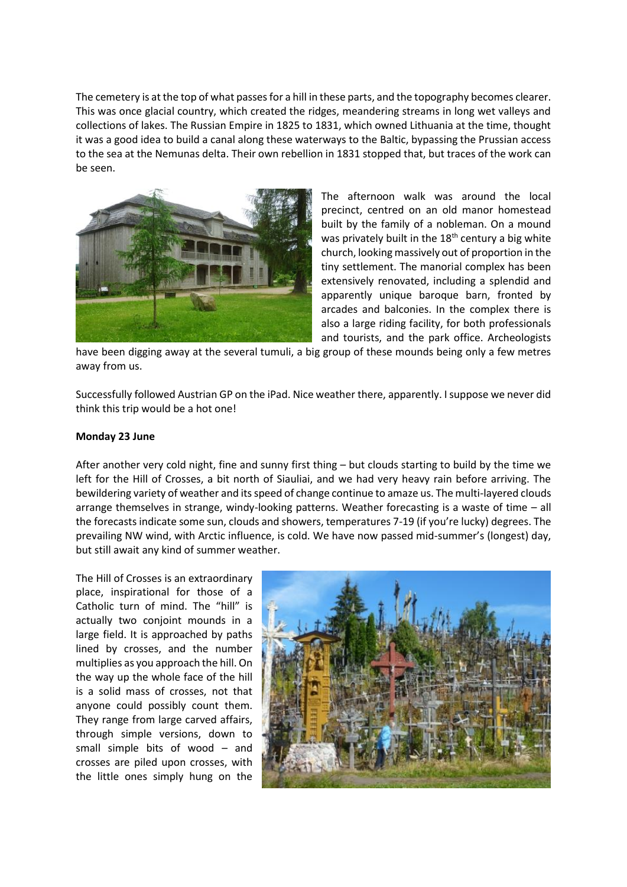The cemetery is at the top of what passes for a hill in these parts, and the topography becomes clearer. This was once glacial country, which created the ridges, meandering streams in long wet valleys and collections of lakes. The Russian Empire in 1825 to 1831, which owned Lithuania at the time, thought it was a good idea to build a canal along these waterways to the Baltic, bypassing the Prussian access to the sea at the Nemunas delta. Their own rebellion in 1831 stopped that, but traces of the work can be seen.

The afternoon walk was around the local precinct, centred on an old manor homestead built by the family of a nobleman. On a mound was privately built in the 18th century a big white church, looking massively out of proportion in the tiny settlement. The manorial complex has been extensively renovated, including a splendid and apparently unique baroque barn, fronted by arcades and balconies. In the complex there is also a large riding facility, for both professionals and tourists, and the park office. Archeologists have been digging away at the several tumuli, a big group of these mounds being only a few metres away from us.

Successfully followed Austrian GP on the iPad. Nice weather there, apparently. I suppose we never did think this trip would be a hot one!

**Monday 23 June**

After another very cold night, fine and sunny first thing – but clouds starting to build by the time we left for the Hill of Crosses, a bit north of Siauliai, and we had very heavy rain before arriving. The bewildering variety of weather and its speed of change continue to amaze us. The multi-layered clouds arrange themselves in strange, windy-looking patterns. Weather forecasting is a waste of time – all the forecasts indicate some sun, clouds and showers, temperatures 7-19 (if you're lucky) degrees. The prevailing NW wind, with Arctic influence, is cold. We have now passed mid-summer's (longest) day, but still await any kind of summer weather.

The Hill of Crosses is an extraordinary place, inspirational for those of a Catholic turn of mind. The "hill" is actually two conjoint mounds in a large field. It is approached by paths lined by crosses, and the number multiplies as you approach the hill. On the way up the whole face of the hill is a solid mass of crosses, not that anyone could possibly count them. They range from large carved affairs, through simple versions, down to small simple bits of wood – and crosses are piled upon crosses, with the little ones simply hung on the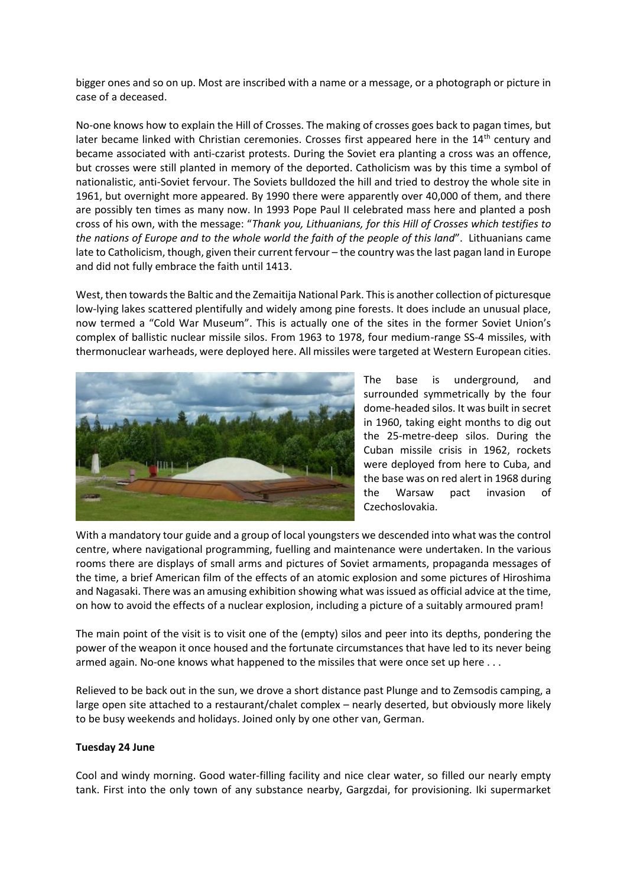bigger ones and so on up. Most are inscribed with a name or a message, or a photograph or picture in case of a deceased.

No-one knows how to explain the Hill of Crosses. The making of crosses goes back to pagan times, but later became linked with Christian ceremonies. Crosses first appeared here in the 14th century and became associated with anti-czarist protests. During the Soviet era planting a cross was an offence, but crosses were still planted in memory of the deported. Catholicism was by this time a symbol of nationalistic, anti-Soviet fervour. The Soviets bulldozed the hill and tried to destroy the whole site in 1961, but overnight more appeared. By 1990 there were apparently over 40,000 of them, and there are possibly ten times as many now. In 1993 Pope Paul II celebrated mass here and planted a posh cross of his own, with the message: "*Thank you, Lithuanians, for this Hill of Crosses which testifies to the nations of Europe and to the whole world the faith of the people of this land*". Lithuanians came late to Catholicism, though, given their current fervour – the country was the last pagan land in Europe and did not fully embrace the faith until 1413.

West, then towards the Baltic and the Zemaitija National Park. This is another collection of picturesque low-lying lakes scattered plentifully and widely among pine forests. It does include an unusual place, now termed a "Cold War Museum". This is actually one of the sites in the former Soviet Union's complex of ballistic nuclear missile silos. From 1963 to 1978, four medium-range SS-4 missiles, with thermonuclear warheads, were deployed here. All missiles were targeted at Western European cities.

The base is underground, and surrounded symmetrically by the four dome-headed silos. It was built in secret in 1960, taking eight months to dig out the 25-metre-deep silos. During the Cuban missile crisis in 1962, rockets were deployed from here to Cuba, and the base was on red alert in 1968 during the Warsaw pact invasion of Czechoslovakia.

With a mandatory tour guide and a group of local youngsters we descended into what was the control centre, where navigational programming, fuelling and maintenance were undertaken. In the various rooms there are displays of small arms and pictures of Soviet armaments, propaganda messages of the time, a brief American film of the effects of an atomic explosion and some pictures of Hiroshima and Nagasaki. There was an amusing exhibition showing what was issued as official advice at the time, on how to avoid the effects of a nuclear explosion, including a picture of a suitably armoured pram!

The main point of the visit is to visit one of the (empty) silos and peer into its depths, pondering the power of the weapon it once housed and the fortunate circumstances that have led to its never being armed again. No-one knows what happened to the missiles that were once set up here . . .

Relieved to be back out in the sun, we drove a short distance past Plunge and to Zemsodis camping, a large open site attached to a restaurant/chalet complex – nearly deserted, but obviously more likely to be busy weekends and holidays. Joined only by one other van, German.

**Tuesday 24 June**

Cool and windy morning. Good water-filling facility and nice clear water, so filled our nearly empty tank. First into the only town of any substance nearby, Gargzdai, for provisioning. Iki supermarket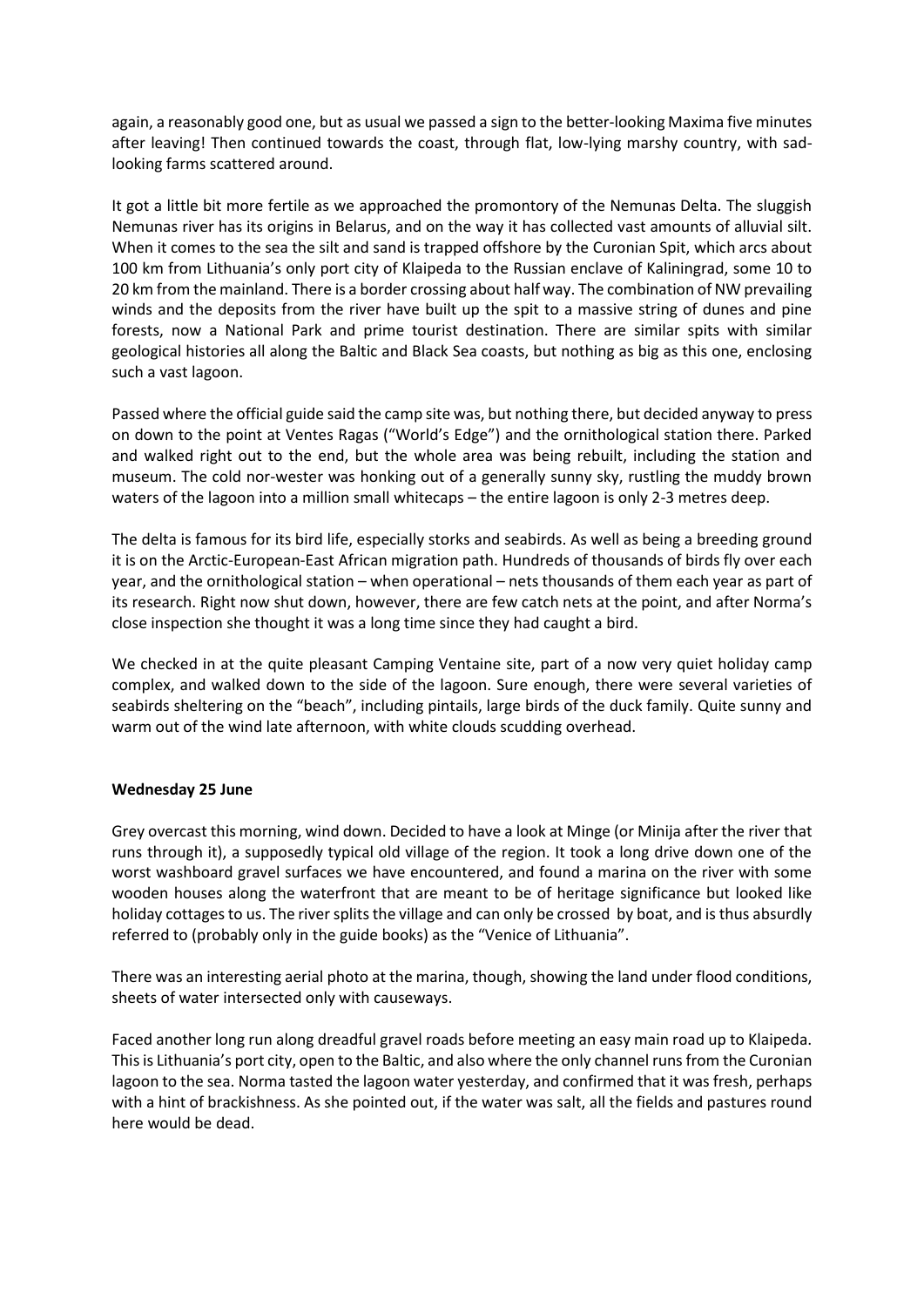again, a reasonably good one, but as usual we passed a sign to the better-looking Maxima five minutes after leaving! Then continued towards the coast, through flat, low-lying marshy country, with sad-looking farms scattered around.

It got a little bit more fertile as we approached the promontory of the Nemunas Delta. The sluggish Nemunas river has its origins in Belarus, and on the way it has collected vast amounts of alluvial silt. When it comes to the sea the silt and sand is trapped offshore by the Curonian Spit, which arcs about 100 km from Lithuania's only port city of Klaipeda to the Russian enclave of Kaliningrad, some 10 to 20 km from the mainland. There is a border crossing about half way. The combination of NW prevailing winds and the deposits from the river have built up the spit to a massive string of dunes and pine forests, now a National Park and prime tourist destination. There are similar spits with similar geological histories all along the Baltic and Black Sea coasts, but nothing as big as this one, enclosing such a vast lagoon.

Passed where the official guide said the camp site was, but nothing there, but decided anyway to press on down to the point at Ventes Ragas ("World's Edge") and the ornithological station there. Parked and walked right out to the end, but the whole area was being rebuilt, including the station and museum. The cold nor-wester was honking out of a generally sunny sky, rustling the muddy brown waters of the lagoon into a million small whitecaps – the entire lagoon is only 2-3 metres deep.

The delta is famous for its bird life, especially storks and seabirds. As well as being a breeding ground it is on the Arctic-European-East African migration path. Hundreds of thousands of birds fly over each year, and the ornithological station – when operational – nets thousands of them each year as part of its research. Right now shut down, however, there are few catch nets at the point, and after Norma's close inspection she thought it was a long time since they had caught a bird.

We checked in at the quite pleasant Camping Ventaine site, part of a now very quiet holiday camp complex, and walked down to the side of the lagoon. Sure enough, there were several varieties of seabirds sheltering on the "beach", including pintails, large birds of the duck family. Quite sunny and warm out of the wind late afternoon, with white clouds scudding overhead.

**Wednesday 25 June**

Grey overcast this morning, wind down. Decided to have a look at Minge (or Minija after the river that runs through it), a supposedly typical old village of the region. It took a long drive down one of the worst washboard gravel surfaces we have encountered, and found a marina on the river with some wooden houses along the waterfront that are meant to be of heritage significance but looked like holiday cottages to us. The river splits the village and can only be crossed by boat, and is thus absurdly referred to (probably only in the guide books) as the "Venice of Lithuania".

There was an interesting aerial photo at the marina, though, showing the land under flood conditions, sheets of water intersected only with causeways.

Faced another long run along dreadful gravel roads before meeting an easy main road up to Klaipeda. This is Lithuania's port city, open to the Baltic, and also where the only channel runs from the Curonian lagoon to the sea. Norma tasted the lagoon water yesterday, and confirmed that it was fresh, perhaps with a hint of brackishness. As she pointed out, if the water was salt, all the fields and pastures round here would be dead.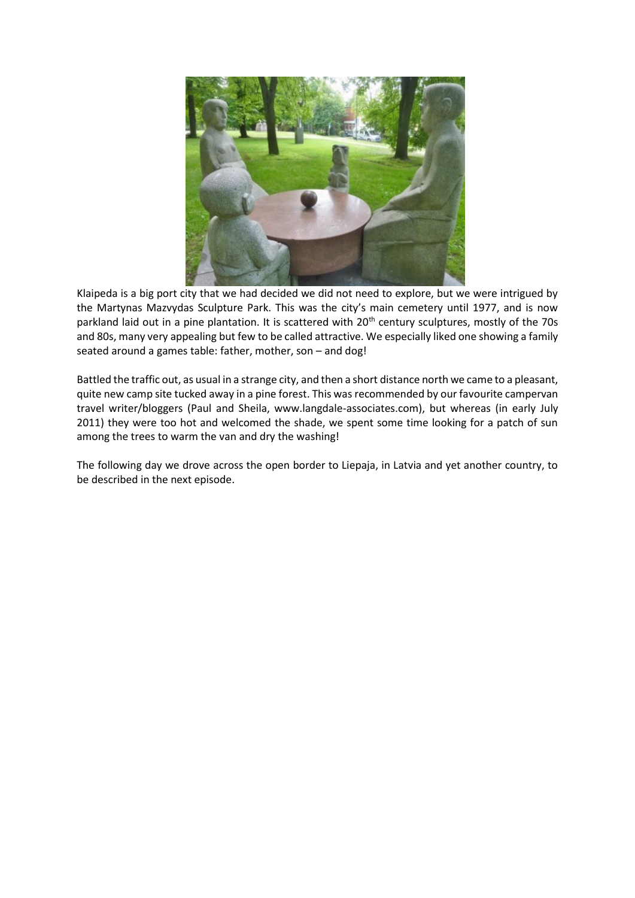Klaipeda is a big port city that we had decided we did not need to explore, but we were intrigued by the Martynas Mazvydas Sculpture Park. This was the city's main cemetery until 1977, and is now parkland laid out in a pine plantation. It is scattered with 20th century sculptures, mostly of the 70s and 80s, many very appealing but few to be called attractive. We especially liked one showing a family seated around a games table: father, mother, son – and dog!

Battled the traffic out, as usual in a strange city, and then a short distance north we came to a pleasant, quite new camp site tucked away in a pine forest. This was recommended by our favourite campervan travel writer/bloggers (Paul and Sheila, www.langdale-associates.com), but whereas (in early July 2011) they were too hot and welcomed the shade, we spent some time looking for a patch of sun among the trees to warm the van and dry the washing!

The following day we drove across the open border to Liepaja, in Latvia and yet another country, to be described in the next episode.